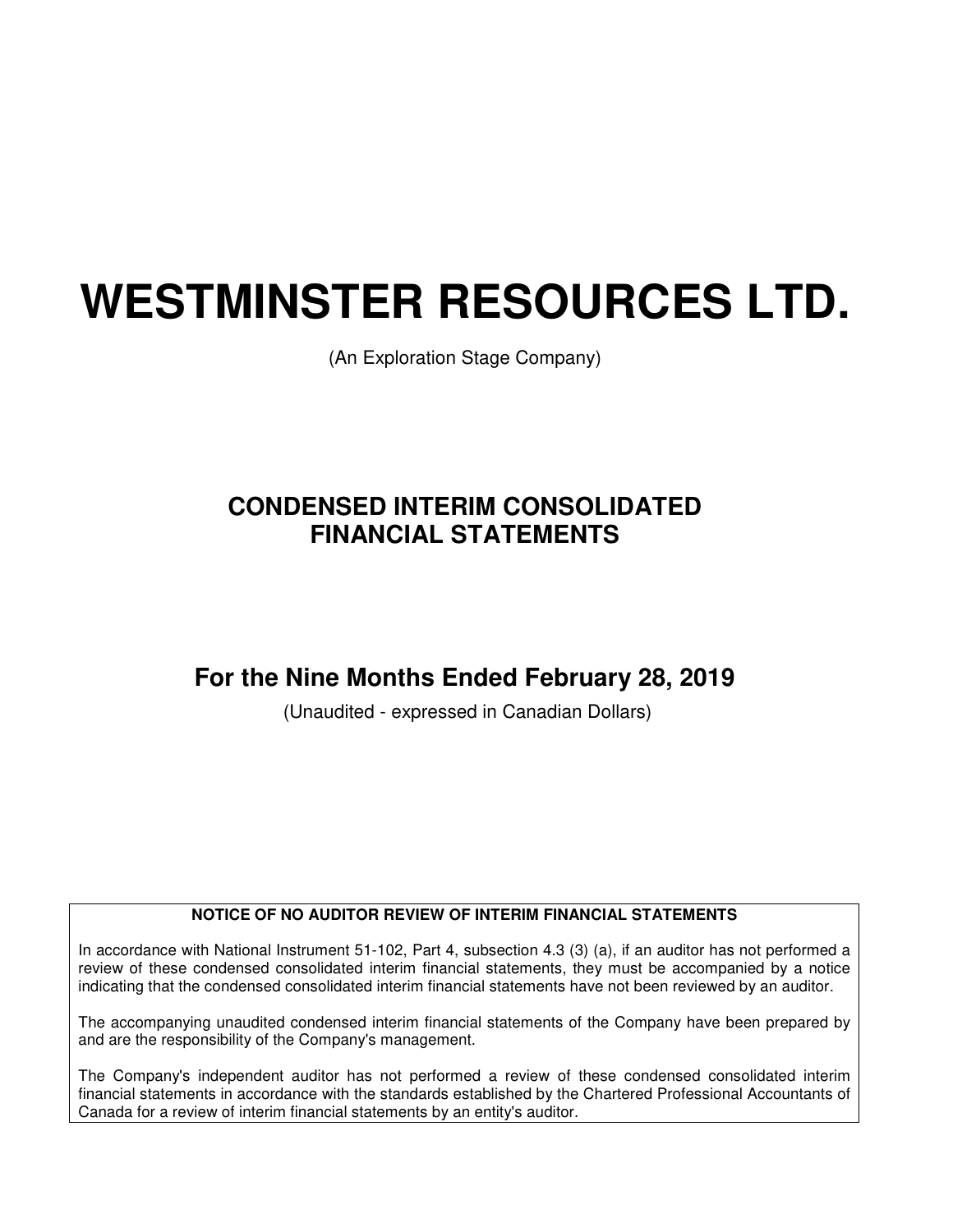# WESTMINSTER RESOURCES LTD.

(An Exploration Stage Company)

## CONDENSED INTERIM CONSOLIDATED FINANCIAL STATEMENTS

## For the Nine Months Ended February 28, 2019

(Unaudited - expressed in Canadian Dollars)

**NOTICE OF NO AUDITOR REVIEW OF INTERIM FINANCIAL STATEMENTS**

In accordance with National Instrument 51-102, Part 4, subsection 4.3 (3) (a), if an auditor has not performed a review of these condensed consolidated interim financial statements, they must be accompanied by a notice indicating that the condensed consolidated interim financial statements have not been reviewed by an auditor.

The accompanying unaudited condensed interim financial statements of the Company have been prepared by and are the responsibility of the Company's management.

The Company's independent auditor has not performed a review of these condensed consolidated interim financial statements in accordance with the standards established by the Chartered Professional Accountants of Canada for a review of interim financial statements by an entity's auditor.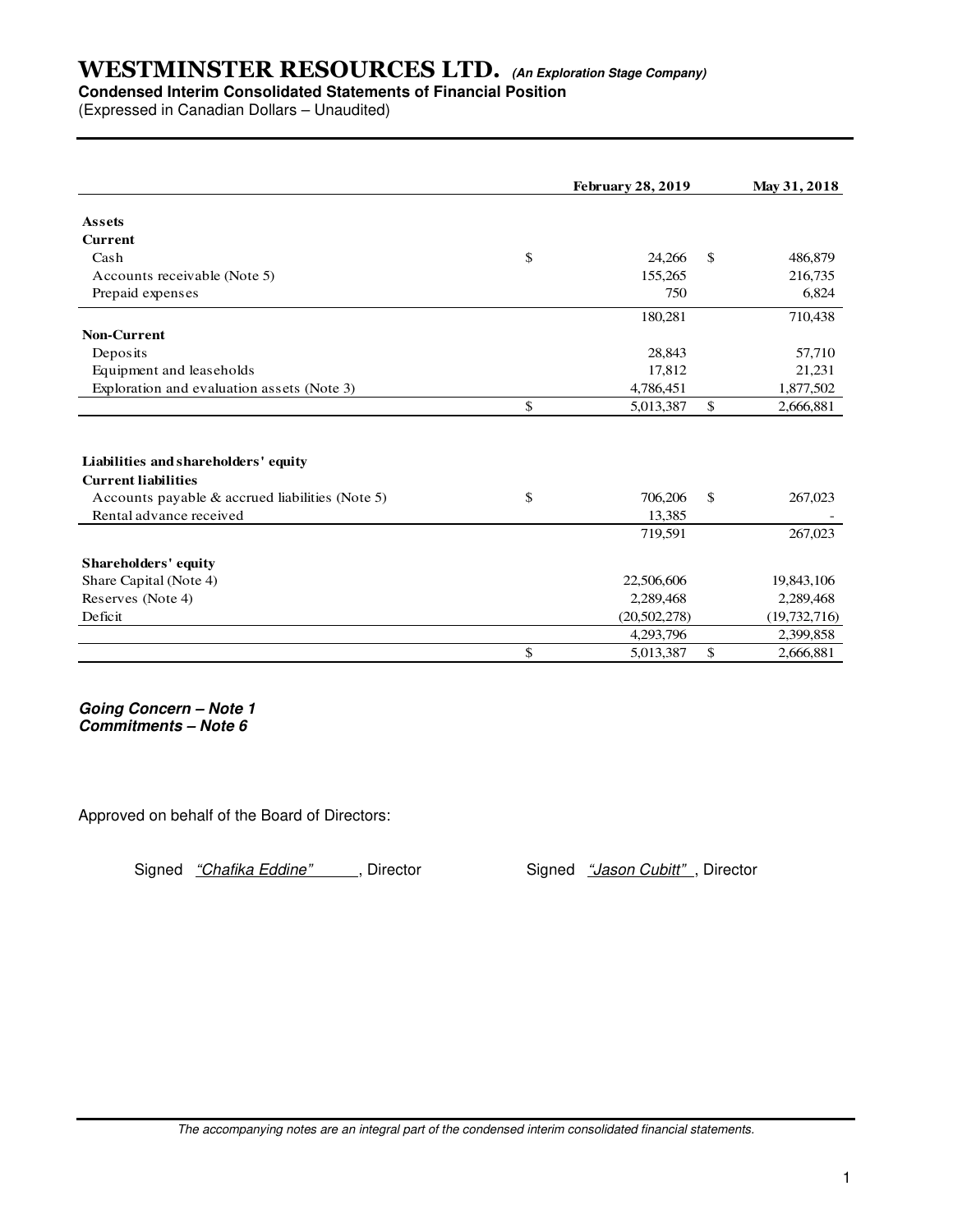# WESTMINSTER RESOURCES LTD. *(An Exploration Stage Company)*

**Condensed Interim Consolidated Statements of Financial Position**

(Expressed in Canadian Dollars – Unaudited)

| | February 28, 2019 | May 31, 2018 |
|---|---|---|
| **Assets** | | |
| **Current** | | |
| Cash | $ 24,266 | $ 486,879 |
| Accounts receivable (Note 5) | 155,265 | 216,735 |
| Prepaid expenses | 750 | 6,824 |
| | 180,281 | 710,438 |
| **Non-Current** | | |
| Deposits | 28,843 | 57,710 |
| Equipment and leaseholds | 17,812 | 21,231 |
| Exploration and evaluation assets (Note 3) | 4,786,451 | 1,877,502 |
| | $ 5,013,387 | $ 2,666,881 |
| | | |
| **Liabilities and shareholders' equity** | | |
| **Current liabilities** | | |
| Accounts payable & accrued liabilities (Note 5) | $ 706,206 | $ 267,023 |
| Rental advance received | 13,385 | - |
| | 719,591 | 267,023 |
| **Shareholders' equity** | | |
| Share Capital (Note 4) | 22,506,606 | 19,843,106 |
| Reserves (Note 4) | 2,289,468 | 2,289,468 |
| Deficit | (20,502,278) | (19,732,716) |
| | 4,293,796 | 2,399,858 |
| | $ 5,013,387 | $ 2,666,881 |

***Going Concern – Note 1***
***Commitments – Note 6***

Approved on behalf of the Board of Directors:

Signed *"Chafika Eddine"*, Director

Signed *"Jason Cubitt"*, Director

*The accompanying notes are an integral part of the condensed interim consolidated financial statements.*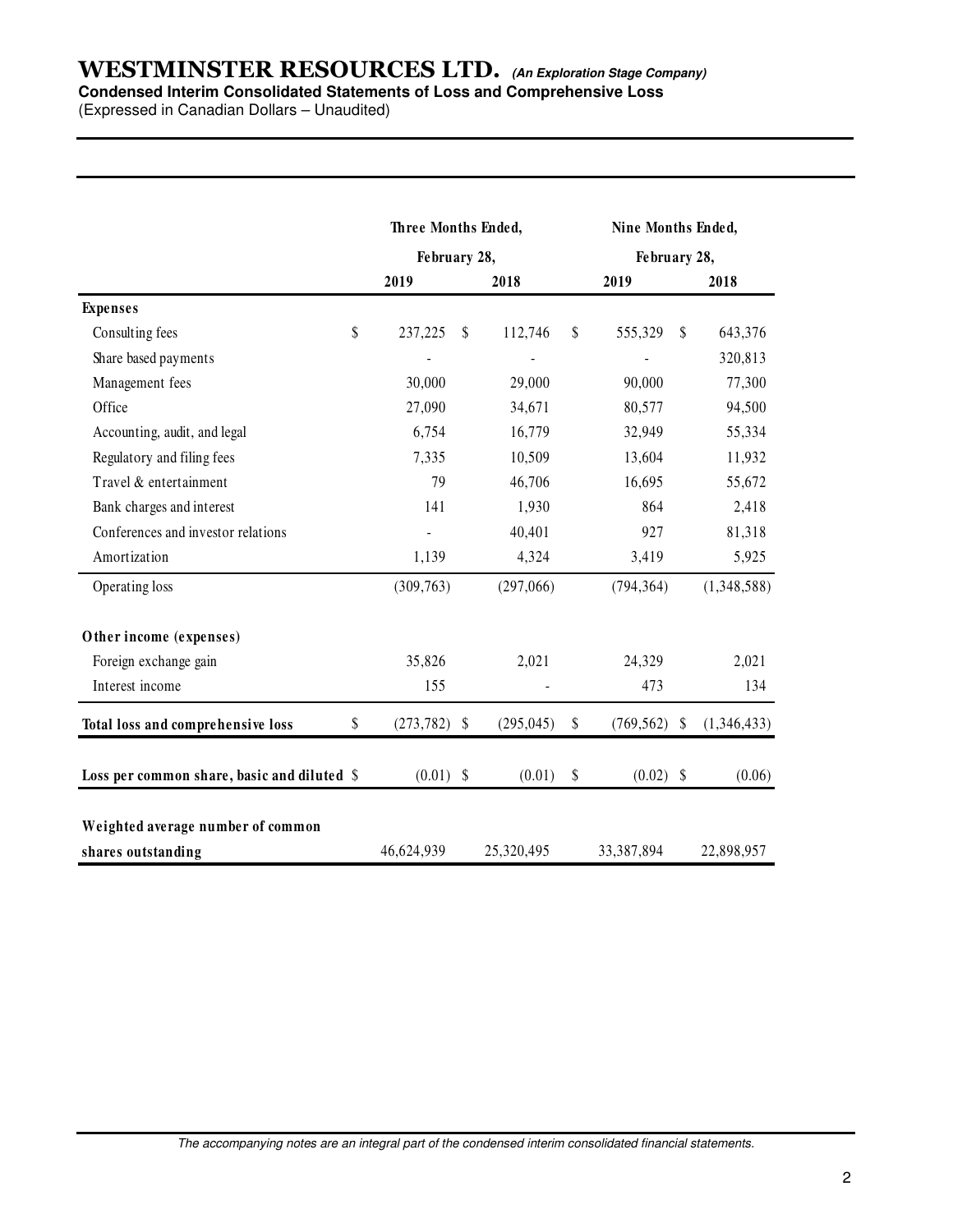# WESTMINSTER RESOURCES LTD. *(An Exploration Stage Company)*

**Condensed Interim Consolidated Statements of Loss and Comprehensive Loss**

(Expressed in Canadian Dollars – Unaudited)

| | Three Months Ended, February 28, | | Nine Months Ended, February 28, | |
|---|---|---|---|---|
| | 2019 | 2018 | 2019 | 2018 |
| **Expenses** | | | | |
| Consulting fees | $ 237,225 | $ 112,746 | $ 555,329 | $ 643,376 |
| Share based payments | - | - | - | 320,813 |
| Management fees | 30,000 | 29,000 | 90,000 | 77,300 |
| Office | 27,090 | 34,671 | 80,577 | 94,500 |
| Accounting, audit, and legal | 6,754 | 16,779 | 32,949 | 55,334 |
| Regulatory and filing fees | 7,335 | 10,509 | 13,604 | 11,932 |
| Travel & entertainment | 79 | 46,706 | 16,695 | 55,672 |
| Bank charges and interest | 141 | 1,930 | 864 | 2,418 |
| Conferences and investor relations | - | 40,401 | 927 | 81,318 |
| Amortization | 1,139 | 4,324 | 3,419 | 5,925 |
| Operating loss | (309,763) | (297,066) | (794,364) | (1,348,588) |
| **Other income (expenses)** | | | | |
| Foreign exchange gain | 35,826 | 2,021 | 24,329 | 2,021 |
| Interest income | 155 | - | 473 | 134 |
| **Total loss and comprehensive loss** | $ (273,782) | $ (295,045) | $ (769,562) | $ (1,346,433) |
| **Loss per common share, basic and diluted** | $ (0.01) | $ (0.01) | $ (0.02) | $ (0.06) |
| **Weighted average number of common shares outstanding** | 46,624,939 | 25,320,495 | 33,387,894 | 22,898,957 |

*The accompanying notes are an integral part of the condensed interim consolidated financial statements.*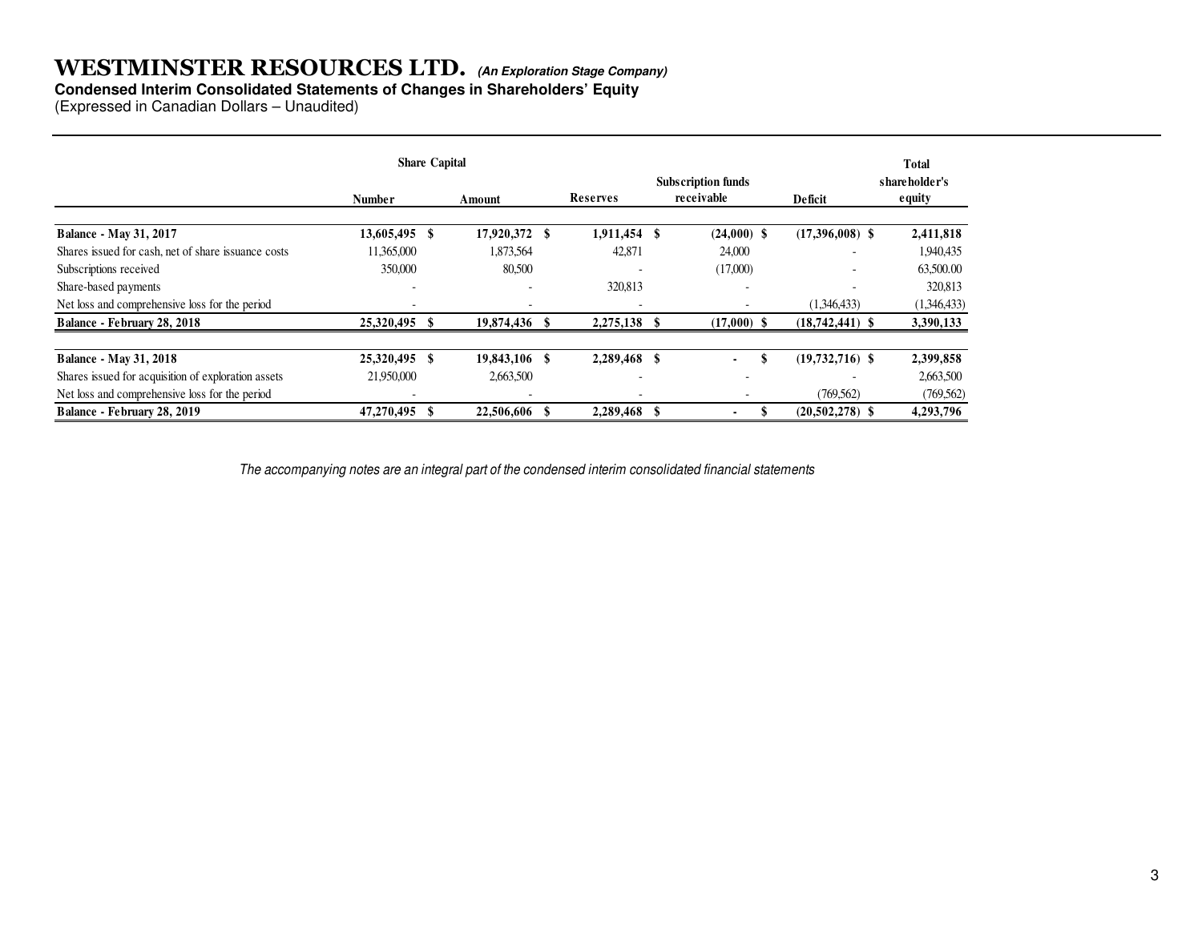# WESTMINSTER RESOURCES LTD. *(An Exploration Stage Company)*

**Condensed Interim Consolidated Statements of Changes in Shareholders' Equity**

(Expressed in Canadian Dollars – Unaudited)

| | Share Capital | | | | | Total |
|---|---|---|---|---|---|---|
| | Number | Amount | Reserves | Subscription funds receivable | Deficit | shareholder's equity |
| **Balance - May 31, 2017** | **13,605,495** | **$ 17,920,372** | **$ 1,911,454** | **$ (24,000)** | **$ (17,396,008)** | **$ 2,411,818** |
| Shares issued for cash, net of share issuance costs | 11,365,000 | 1,873,564 | 42,871 | 24,000 | - | 1,940,435 |
| Subscriptions received | 350,000 | 80,500 | - | (17,000) | - | 63,500.00 |
| Share-based payments | - | - | 320,813 | - | - | 320,813 |
| Net loss and comprehensive loss for the period | - | - | - | - | (1,346,433) | (1,346,433) |
| **Balance - February 28, 2018** | **25,320,495** | **$ 19,874,436** | **$ 2,275,138** | **$ (17,000)** | **$ (18,742,441)** | **$ 3,390,133** |
| | | | | | | |
| **Balance - May 31, 2018** | **25,320,495** | **$ 19,843,106** | **$ 2,289,468** | **$ -** | **$ (19,732,716)** | **$ 2,399,858** |
| Shares issued for acquisition of exploration assets | 21,950,000 | 2,663,500 | - | - | - | 2,663,500 |
| Net loss and comprehensive loss for the period | - | - | - | - | (769,562) | (769,562) |
| **Balance - February 28, 2019** | **47,270,495** | **$ 22,506,606** | **$ 2,289,468** | **$ -** | **$ (20,502,278)** | **$ 4,293,796** |

*The accompanying notes are an integral part of the condensed interim consolidated financial statements*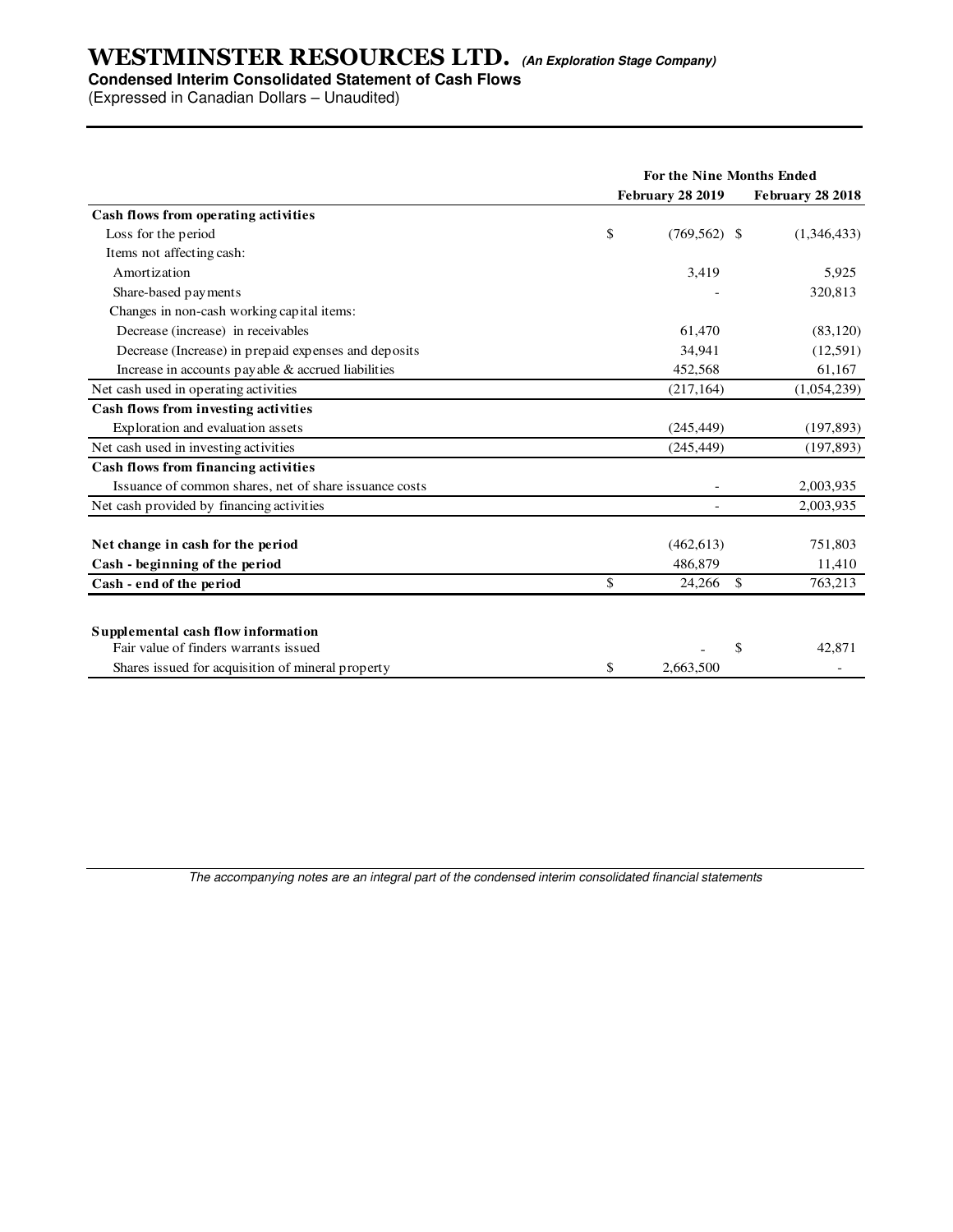# WESTMINSTER RESOURCES LTD. *(An Exploration Stage Company)*

**Condensed Interim Consolidated Statement of Cash Flows**

(Expressed in Canadian Dollars – Unaudited)

| | For the Nine Months Ended | |
|---|---|---|
| | **February 28 2019** | **February 28 2018** |
| **Cash flows from operating activities** | | |
| Loss for the period | $ (769,562) | $ (1,346,433) |
| Items not affecting cash: | | |
| Amortization | 3,419 | 5,925 |
| Share-based payments | - | 320,813 |
| Changes in non-cash working capital items: | | |
| Decrease (increase) in receivables | 61,470 | (83,120) |
| Decrease (Increase) in prepaid expenses and deposits | 34,941 | (12,591) |
| Increase in accounts payable & accrued liabilities | 452,568 | 61,167 |
| Net cash used in operating activities | (217,164) | (1,054,239) |
| **Cash flows from investing activities** | | |
| Exploration and evaluation assets | (245,449) | (197,893) |
| Net cash used in investing activities | (245,449) | (197,893) |
| **Cash flows from financing activities** | | |
| Issuance of common shares, net of share issuance costs | - | 2,003,935 |
| Net cash provided by financing activities | - | 2,003,935 |
| | | |
| **Net change in cash for the period** | (462,613) | 751,803 |
| **Cash - beginning of the period** | 486,879 | 11,410 |
| **Cash - end of the period** | $ 24,266 | $ 763,213 |
| | | |
| **Supplemental cash flow information** | | |
| Fair value of finders warrants issued | - | $ 42,871 |
| Shares issued for acquisition of mineral property | $ 2,663,500 | - |

*The accompanying notes are an integral part of the condensed interim consolidated financial statements*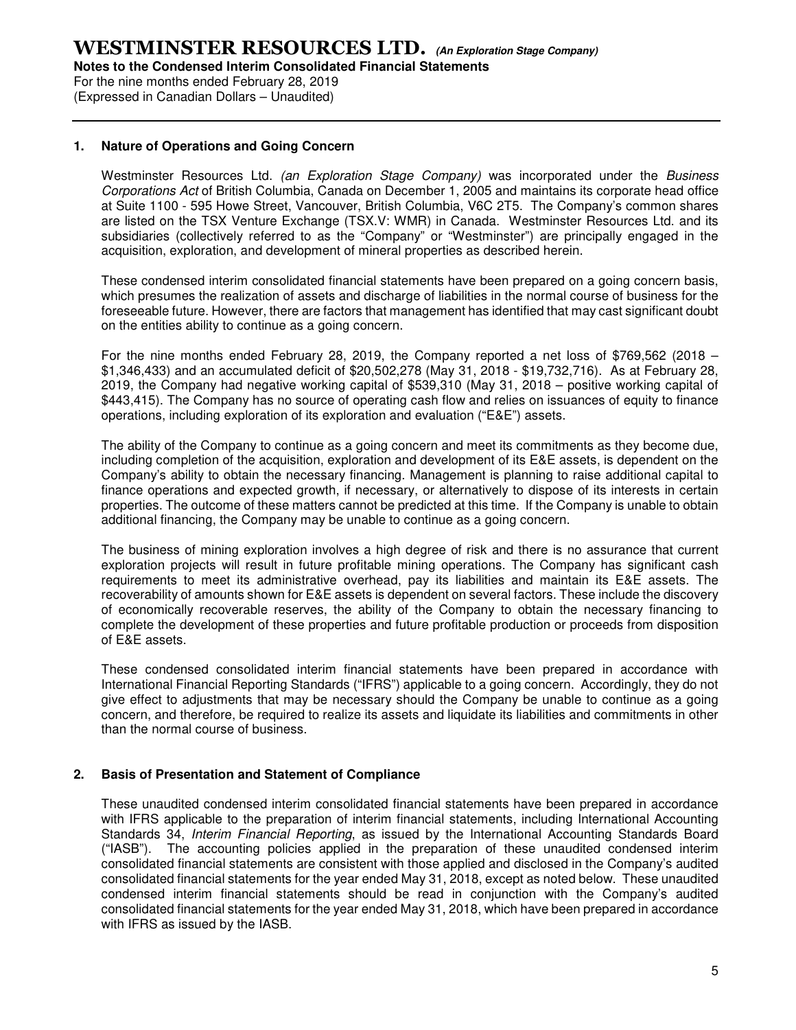# WESTMINSTER RESOURCES LTD. *(An Exploration Stage Company)*

**Notes to the Condensed Interim Consolidated Financial Statements**
For the nine months ended February 28, 2019
(Expressed in Canadian Dollars – Unaudited)

## 1. Nature of Operations and Going Concern

Westminster Resources Ltd. *(an Exploration Stage Company)* was incorporated under the *Business Corporations Act* of British Columbia, Canada on December 1, 2005 and maintains its corporate head office at Suite 1100 - 595 Howe Street, Vancouver, British Columbia, V6C 2T5. The Company's common shares are listed on the TSX Venture Exchange (TSX.V: WMR) in Canada. Westminster Resources Ltd. and its subsidiaries (collectively referred to as the "Company" or "Westminster") are principally engaged in the acquisition, exploration, and development of mineral properties as described herein.

These condensed interim consolidated financial statements have been prepared on a going concern basis, which presumes the realization of assets and discharge of liabilities in the normal course of business for the foreseeable future. However, there are factors that management has identified that may cast significant doubt on the entities ability to continue as a going concern.

For the nine months ended February 28, 2019, the Company reported a net loss of $769,562 (2018 – $1,346,433) and an accumulated deficit of $20,502,278 (May 31, 2018 - $19,732,716). As at February 28, 2019, the Company had negative working capital of $539,310 (May 31, 2018 – positive working capital of $443,415). The Company has no source of operating cash flow and relies on issuances of equity to finance operations, including exploration of its exploration and evaluation ("E&E") assets.

The ability of the Company to continue as a going concern and meet its commitments as they become due, including completion of the acquisition, exploration and development of its E&E assets, is dependent on the Company's ability to obtain the necessary financing. Management is planning to raise additional capital to finance operations and expected growth, if necessary, or alternatively to dispose of its interests in certain properties. The outcome of these matters cannot be predicted at this time. If the Company is unable to obtain additional financing, the Company may be unable to continue as a going concern.

The business of mining exploration involves a high degree of risk and there is no assurance that current exploration projects will result in future profitable mining operations. The Company has significant cash requirements to meet its administrative overhead, pay its liabilities and maintain its E&E assets. The recoverability of amounts shown for E&E assets is dependent on several factors. These include the discovery of economically recoverable reserves, the ability of the Company to obtain the necessary financing to complete the development of these properties and future profitable production or proceeds from disposition of E&E assets.

These condensed consolidated interim financial statements have been prepared in accordance with International Financial Reporting Standards ("IFRS") applicable to a going concern. Accordingly, they do not give effect to adjustments that may be necessary should the Company be unable to continue as a going concern, and therefore, be required to realize its assets and liquidate its liabilities and commitments in other than the normal course of business.

## 2. Basis of Presentation and Statement of Compliance

These unaudited condensed interim consolidated financial statements have been prepared in accordance with IFRS applicable to the preparation of interim financial statements, including International Accounting Standards 34, *Interim Financial Reporting*, as issued by the International Accounting Standards Board ("IASB"). The accounting policies applied in the preparation of these unaudited condensed interim consolidated financial statements are consistent with those applied and disclosed in the Company's audited consolidated financial statements for the year ended May 31, 2018, except as noted below. These unaudited condensed interim financial statements should be read in conjunction with the Company's audited consolidated financial statements for the year ended May 31, 2018, which have been prepared in accordance with IFRS as issued by the IASB.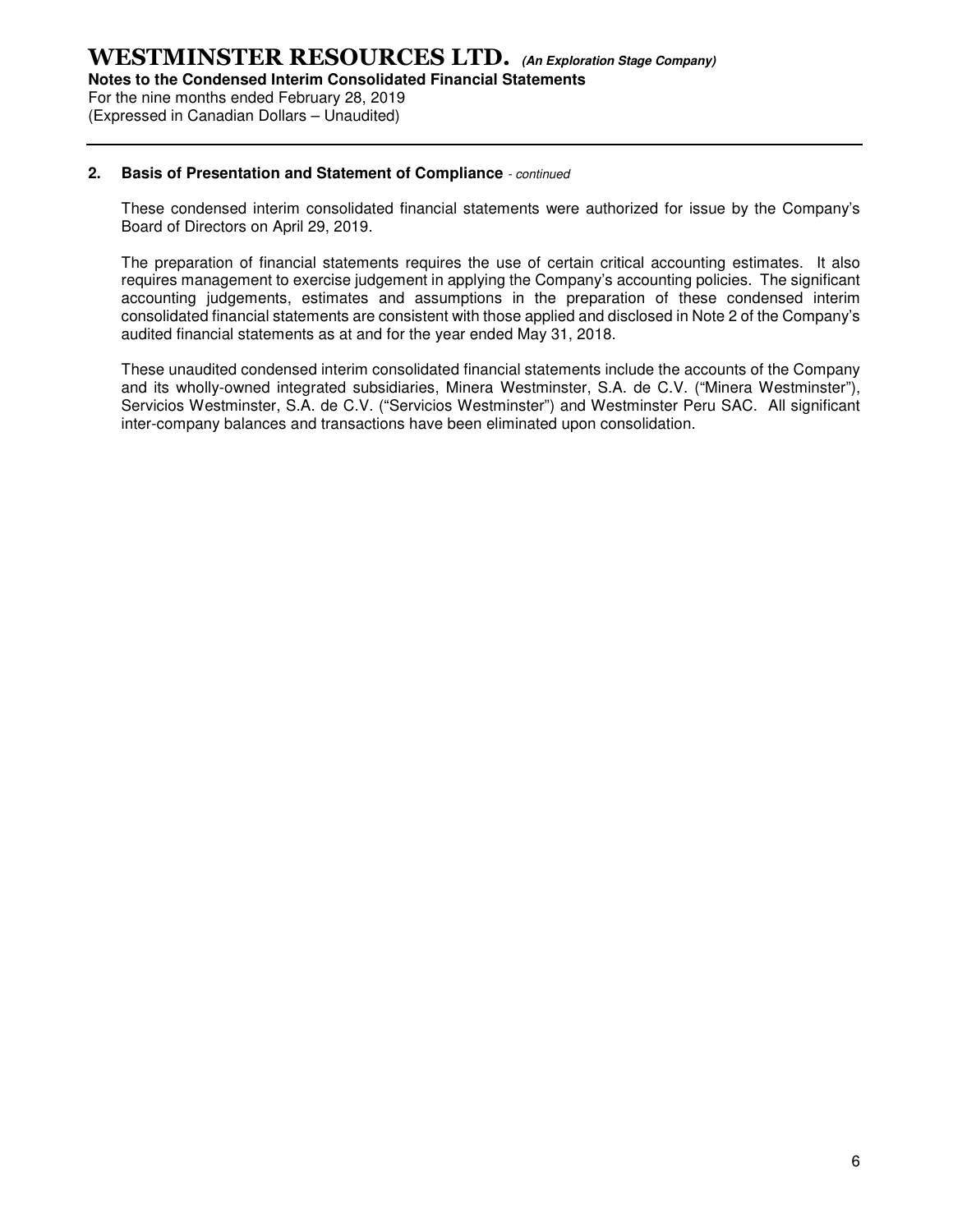## 2. Basis of Presentation and Statement of Compliance *- continued*

These condensed interim consolidated financial statements were authorized for issue by the Company's Board of Directors on April 29, 2019.

The preparation of financial statements requires the use of certain critical accounting estimates. It also requires management to exercise judgement in applying the Company's accounting policies. The significant accounting judgements, estimates and assumptions in the preparation of these condensed interim consolidated financial statements are consistent with those applied and disclosed in Note 2 of the Company's audited financial statements as at and for the year ended May 31, 2018.

These unaudited condensed interim consolidated financial statements include the accounts of the Company and its wholly-owned integrated subsidiaries, Minera Westminster, S.A. de C.V. ("Minera Westminster"), Servicios Westminster, S.A. de C.V. ("Servicios Westminster") and Westminster Peru SAC. All significant inter-company balances and transactions have been eliminated upon consolidation.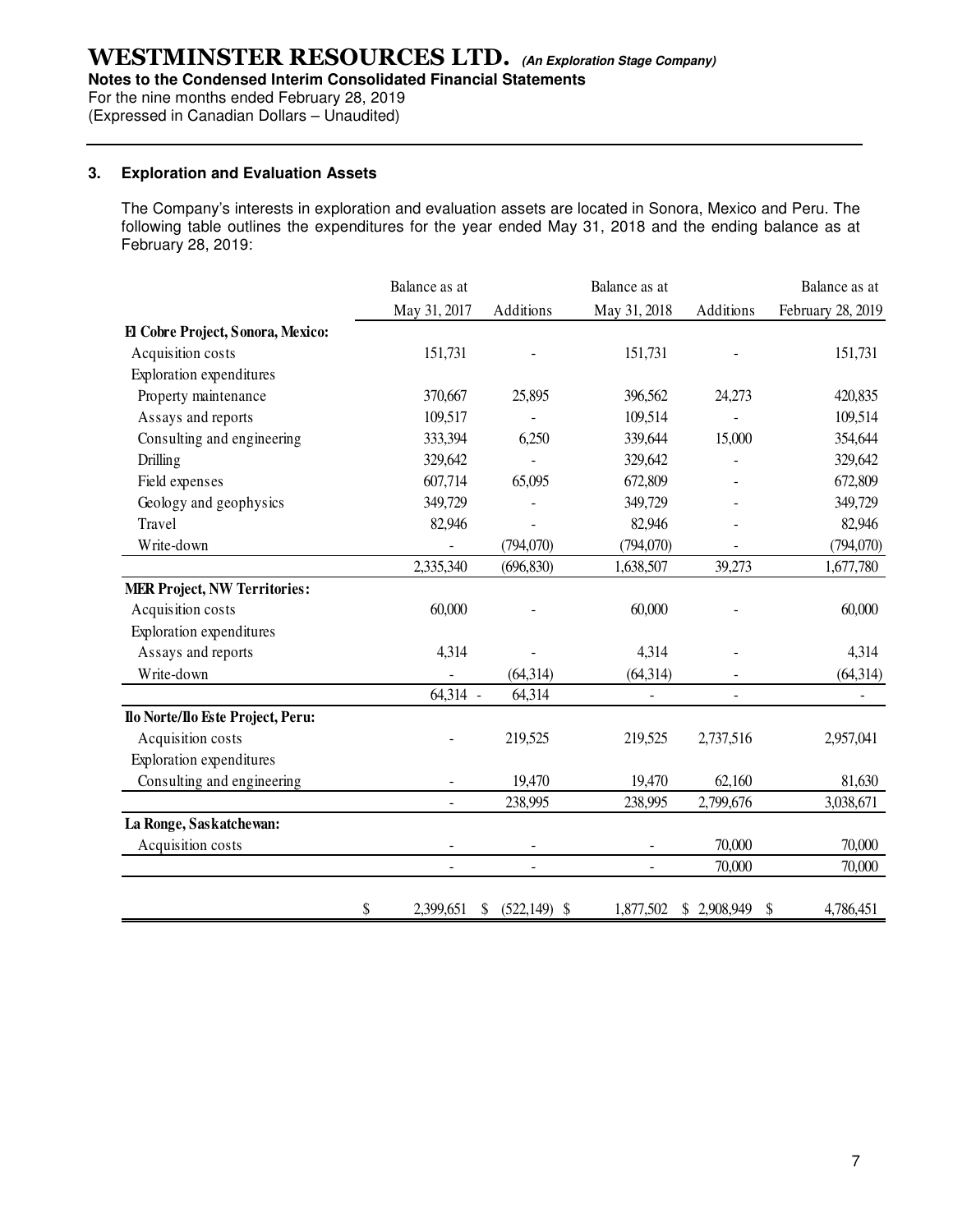# WESTMINSTER RESOURCES LTD. *(An Exploration Stage Company)*

**Notes to the Condensed Interim Consolidated Financial Statements**

For the nine months ended February 28, 2019

(Expressed in Canadian Dollars – Unaudited)

## 3. Exploration and Evaluation Assets

The Company's interests in exploration and evaluation assets are located in Sonora, Mexico and Peru. The following table outlines the expenditures for the year ended May 31, 2018 and the ending balance as at February 28, 2019:

| | Balance as at May 31, 2017 | Additions | Balance as at May 31, 2018 | Additions | Balance as at February 28, 2019 |
|---|---|---|---|---|---|
| **El Cobre Project, Sonora, Mexico:** | | | | | |
| Acquisition costs | 151,731 | - | 151,731 | - | 151,731 |
| Exploration expenditures | | | | | |
| Property maintenance | 370,667 | 25,895 | 396,562 | 24,273 | 420,835 |
| Assays and reports | 109,517 | - | 109,514 | - | 109,514 |
| Consulting and engineering | 333,394 | 6,250 | 339,644 | 15,000 | 354,644 |
| Drilling | 329,642 | - | 329,642 | - | 329,642 |
| Field expenses | 607,714 | 65,095 | 672,809 | - | 672,809 |
| Geology and geophysics | 349,729 | - | 349,729 | - | 349,729 |
| Travel | 82,946 | - | 82,946 | - | 82,946 |
| Write-down | - | (794,070) | (794,070) | - | (794,070) |
| | 2,335,340 | (696,830) | 1,638,507 | 39,273 | 1,677,780 |
| **MER Project, NW Territories:** | | | | | |
| Acquisition costs | 60,000 | - | 60,000 | - | 60,000 |
| Exploration expenditures | | | | | |
| Assays and reports | 4,314 | - | 4,314 | - | 4,314 |
| Write-down | - | (64,314) | (64,314) | - | (64,314) |
| | 64,314 - | 64,314 | - | - | - |
| **Ilo Norte/Ilo Este Project, Peru:** | | | | | |
| Acquisition costs | - | 219,525 | 219,525 | 2,737,516 | 2,957,041 |
| Exploration expenditures | | | | | |
| Consulting and engineering | - | 19,470 | 19,470 | 62,160 | 81,630 |
| | - | 238,995 | 238,995 | 2,799,676 | 3,038,671 |
| **La Ronge, Saskatchewan:** | | | | | |
| Acquisition costs | - | - | - | 70,000 | 70,000 |
| | - | - | - | 70,000 | 70,000 |
| | $ 2,399,651 | $ (522,149) | $ 1,877,502 | $ 2,908,949 | $ 4,786,451 |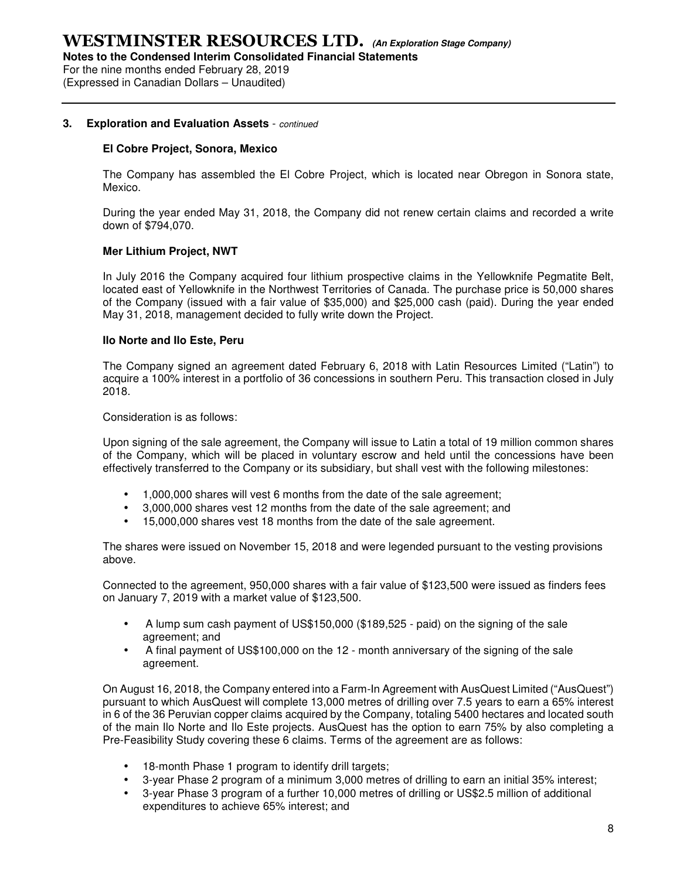### 3. Exploration and Evaluation Assets - *continued*

**El Cobre Project, Sonora, Mexico**

The Company has assembled the El Cobre Project, which is located near Obregon in Sonora state, Mexico.

During the year ended May 31, 2018, the Company did not renew certain claims and recorded a write down of $794,070.

**Mer Lithium Project, NWT**

In July 2016 the Company acquired four lithium prospective claims in the Yellowknife Pegmatite Belt, located east of Yellowknife in the Northwest Territories of Canada. The purchase price is 50,000 shares of the Company (issued with a fair value of $35,000) and $25,000 cash (paid). During the year ended May 31, 2018, management decided to fully write down the Project.

**Ilo Norte and Ilo Este, Peru**

The Company signed an agreement dated February 6, 2018 with Latin Resources Limited ("Latin") to acquire a 100% interest in a portfolio of 36 concessions in southern Peru. This transaction closed in July 2018.

Consideration is as follows:

Upon signing of the sale agreement, the Company will issue to Latin a total of 19 million common shares of the Company, which will be placed in voluntary escrow and held until the concessions have been effectively transferred to the Company or its subsidiary, but shall vest with the following milestones:

- 1,000,000 shares will vest 6 months from the date of the sale agreement;
- 3,000,000 shares vest 12 months from the date of the sale agreement; and
- 15,000,000 shares vest 18 months from the date of the sale agreement.

The shares were issued on November 15, 2018 and were legended pursuant to the vesting provisions above.

Connected to the agreement, 950,000 shares with a fair value of $123,500 were issued as finders fees on January 7, 2019 with a market value of $123,500.

- A lump sum cash payment of US$150,000 ($189,525 - paid) on the signing of the sale agreement; and
- A final payment of US$100,000 on the 12 - month anniversary of the signing of the sale agreement.

On August 16, 2018, the Company entered into a Farm-In Agreement with AusQuest Limited ("AusQuest") pursuant to which AusQuest will complete 13,000 metres of drilling over 7.5 years to earn a 65% interest in 6 of the 36 Peruvian copper claims acquired by the Company, totaling 5400 hectares and located south of the main Ilo Norte and Ilo Este projects. AusQuest has the option to earn 75% by also completing a Pre-Feasibility Study covering these 6 claims. Terms of the agreement are as follows:

- 18-month Phase 1 program to identify drill targets;
- 3-year Phase 2 program of a minimum 3,000 metres of drilling to earn an initial 35% interest;
- 3-year Phase 3 program of a further 10,000 metres of drilling or US$2.5 million of additional expenditures to achieve 65% interest; and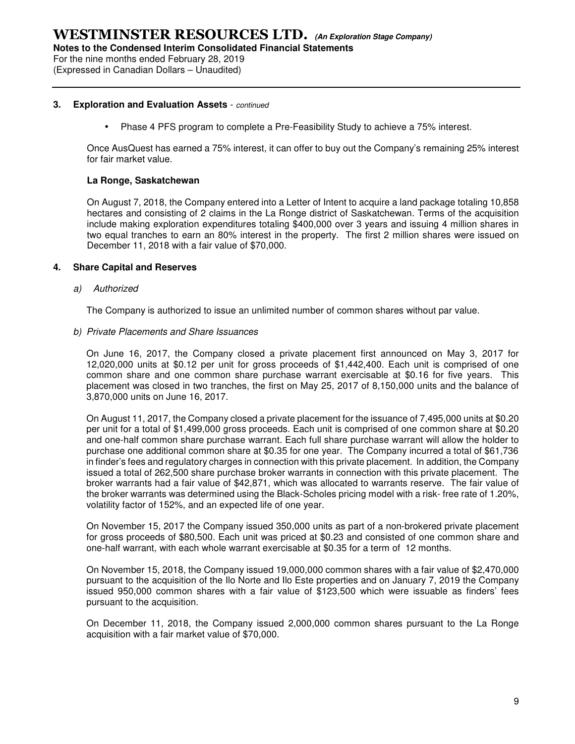### 3. Exploration and Evaluation Assets - *continued*

- Phase 4 PFS program to complete a Pre-Feasibility Study to achieve a 75% interest.

Once AusQuest has earned a 75% interest, it can offer to buy out the Company's remaining 25% interest for fair market value.

**La Ronge, Saskatchewan**

On August 7, 2018, the Company entered into a Letter of Intent to acquire a land package totaling 10,858 hectares and consisting of 2 claims in the La Ronge district of Saskatchewan. Terms of the acquisition include making exploration expenditures totaling $400,000 over 3 years and issuing 4 million shares in two equal tranches to earn an 80% interest in the property. The first 2 million shares were issued on December 11, 2018 with a fair value of $70,000.

### 4. Share Capital and Reserves

*a) Authorized*

The Company is authorized to issue an unlimited number of common shares without par value.

*b) Private Placements and Share Issuances*

On June 16, 2017, the Company closed a private placement first announced on May 3, 2017 for 12,020,000 units at $0.12 per unit for gross proceeds of $1,442,400. Each unit is comprised of one common share and one common share purchase warrant exercisable at $0.16 for five years. This placement was closed in two tranches, the first on May 25, 2017 of 8,150,000 units and the balance of 3,870,000 units on June 16, 2017.

On August 11, 2017, the Company closed a private placement for the issuance of 7,495,000 units at $0.20 per unit for a total of $1,499,000 gross proceeds. Each unit is comprised of one common share at $0.20 and one-half common share purchase warrant. Each full share purchase warrant will allow the holder to purchase one additional common share at $0.35 for one year. The Company incurred a total of $61,736 in finder's fees and regulatory charges in connection with this private placement. In addition, the Company issued a total of 262,500 share purchase broker warrants in connection with this private placement. The broker warrants had a fair value of $42,871, which was allocated to warrants reserve. The fair value of the broker warrants was determined using the Black-Scholes pricing model with a risk- free rate of 1.20%, volatility factor of 152%, and an expected life of one year.

On November 15, 2017 the Company issued 350,000 units as part of a non-brokered private placement for gross proceeds of $80,500. Each unit was priced at $0.23 and consisted of one common share and one-half warrant, with each whole warrant exercisable at $0.35 for a term of 12 months.

On November 15, 2018, the Company issued 19,000,000 common shares with a fair value of $2,470,000 pursuant to the acquisition of the Ilo Norte and Ilo Este properties and on January 7, 2019 the Company issued 950,000 common shares with a fair value of $123,500 which were issuable as finders' fees pursuant to the acquisition.

On December 11, 2018, the Company issued 2,000,000 common shares pursuant to the La Ronge acquisition with a fair market value of $70,000.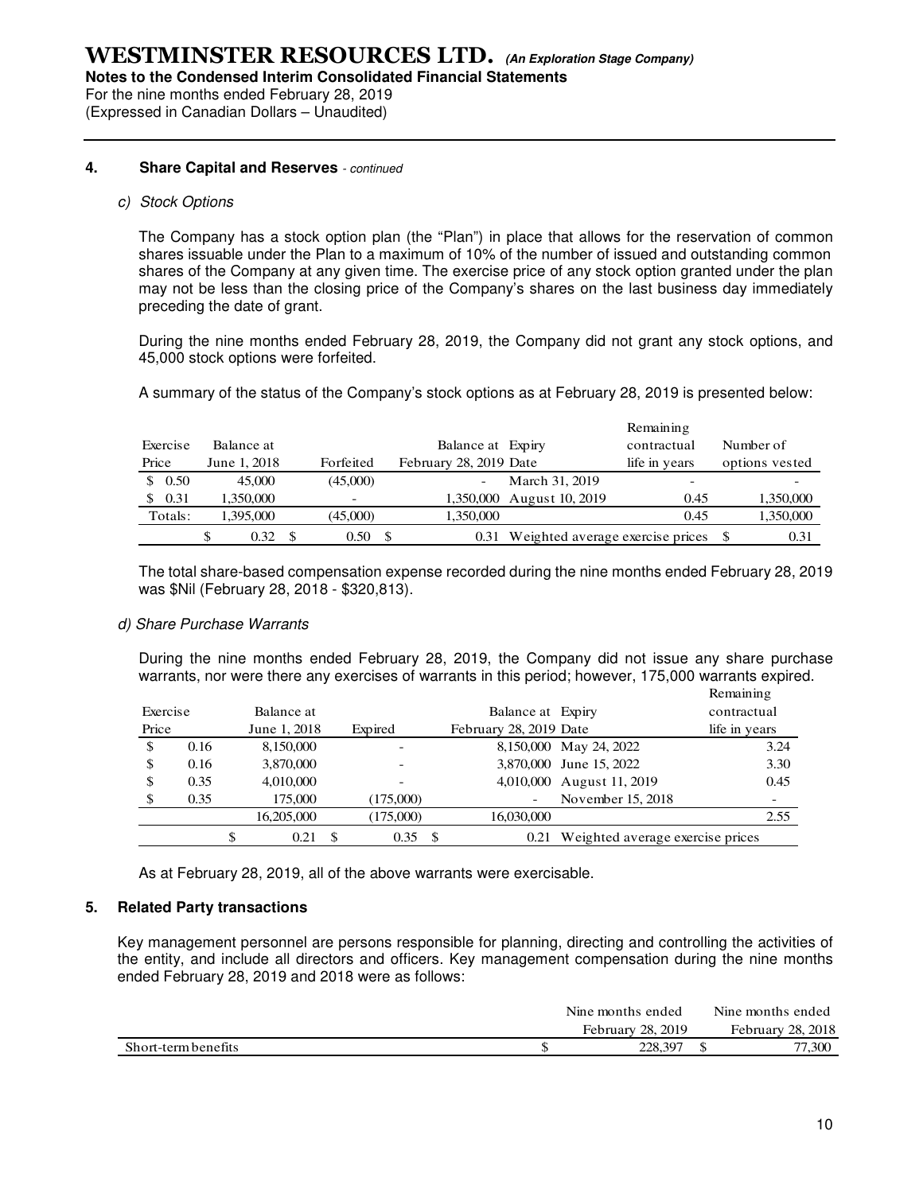**WESTMINSTER RESOURCES LTD.** *(An Exploration Stage Company)*
**Notes to the Condensed Interim Consolidated Financial Statements**
For the nine months ended February 28, 2019
(Expressed in Canadian Dollars – Unaudited)

#### 4. Share Capital and Reserves - *continued*

*c) Stock Options*

The Company has a stock option plan (the "Plan") in place that allows for the reservation of common shares issuable under the Plan to a maximum of 10% of the number of issued and outstanding common shares of the Company at any given time. The exercise price of any stock option granted under the plan may not be less than the closing price of the Company's shares on the last business day immediately preceding the date of grant.

During the nine months ended February 28, 2019, the Company did not grant any stock options, and 45,000 stock options were forfeited.

A summary of the status of the Company's stock options as at February 28, 2019 is presented below:

| Exercise Price | Balance at June 1, 2018 | Forfeited | Balance at February 28, 2019 | Expiry Date | Remaining contractual life in years | Number of options vested |
|---|---|---|---|---|---|---|
| $ 0.50 | 45,000 | (45,000) | - | March 31, 2019 | - | - |
| $ 0.31 | 1,350,000 | - | 1,350,000 | August 10, 2019 | 0.45 | 1,350,000 |
| Totals: | 1,395,000 | (45,000) | 1,350,000 | | 0.45 | 1,350,000 |
| | $ 0.32 | $ 0.50 | $ 0.31 | Weighted average exercise prices | | $ 0.31 |

The total share-based compensation expense recorded during the nine months ended February 28, 2019 was $Nil (February 28, 2018 - $320,813).

*d) Share Purchase Warrants*

During the nine months ended February 28, 2019, the Company did not issue any share purchase warrants, nor were there any exercises of warrants in this period; however, 175,000 warrants expired.

| Exercise Price | Balance at June 1, 2018 | Expired | Balance at February 28, 2019 | Expiry Date | Remaining contractual life in years |
|---|---|---|---|---|---|
| $ 0.16 | 8,150,000 | - | 8,150,000 | May 24, 2022 | 3.24 |
| $ 0.16 | 3,870,000 | - | 3,870,000 | June 15, 2022 | 3.30 |
| $ 0.35 | 4,010,000 | - | 4,010,000 | August 11, 2019 | 0.45 |
| $ 0.35 | 175,000 | (175,000) | - | November 15, 2018 | - |
| | 16,205,000 | (175,000) | 16,030,000 | | 2.55 |
| | $ 0.21 | $ 0.35 | $ 0.21 | Weighted average exercise prices | |

As at February 28, 2019, all of the above warrants were exercisable.

#### 5. Related Party transactions

Key management personnel are persons responsible for planning, directing and controlling the activities of the entity, and include all directors and officers. Key management compensation during the nine months ended February 28, 2019 and 2018 were as follows:

| | Nine months ended February 28, 2019 | Nine months ended February 28, 2018 |
|---|---|---|
| Short-term benefits | $ 228,397 | $ 77,300 |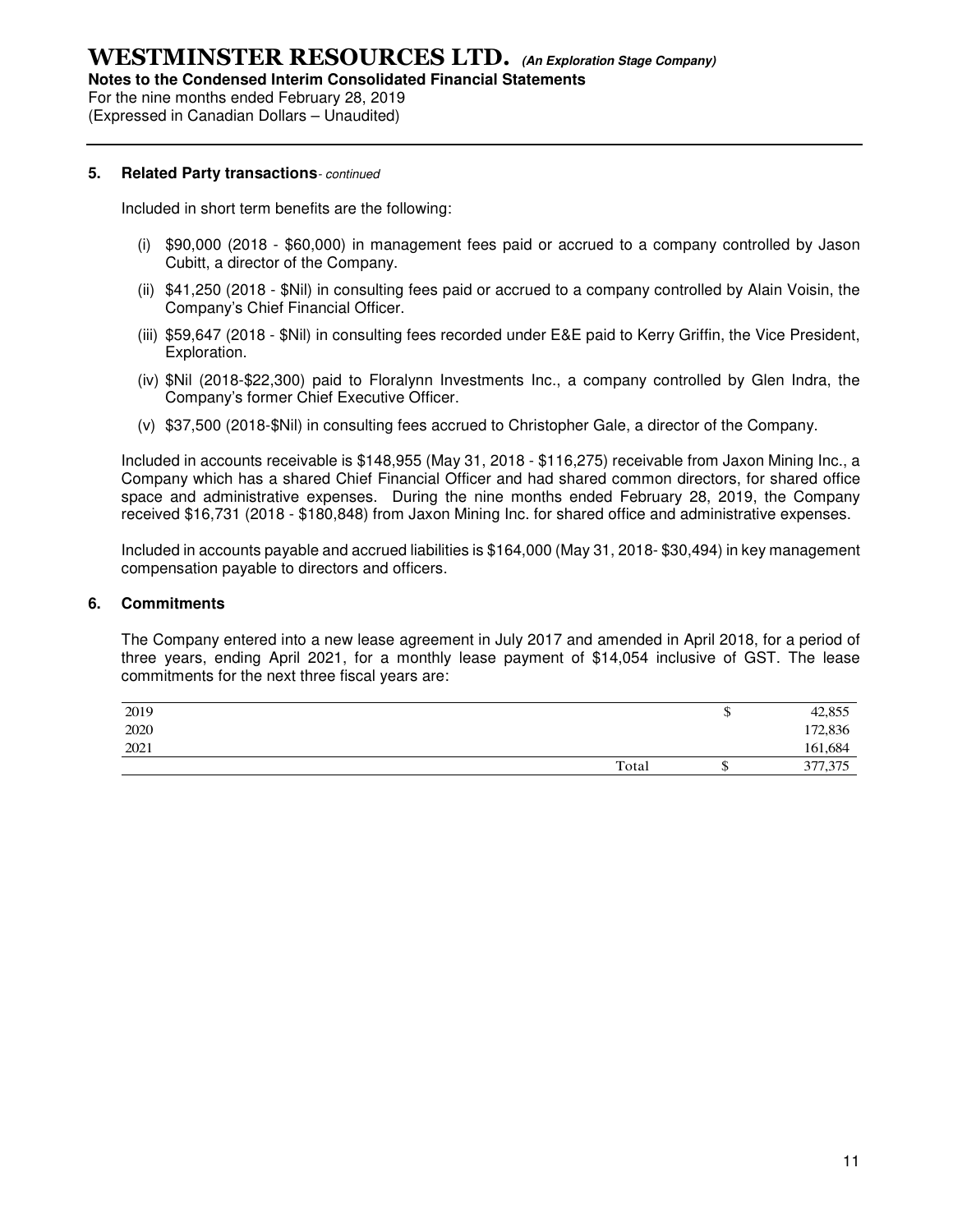### 5. Related Party transactions - *continued*

Included in short term benefits are the following:

(i) $90,000 (2018 - $60,000) in management fees paid or accrued to a company controlled by Jason Cubitt, a director of the Company.

(ii) $41,250 (2018 - $Nil) in consulting fees paid or accrued to a company controlled by Alain Voisin, the Company's Chief Financial Officer.

(iii) $59,647 (2018 - $Nil) in consulting fees recorded under E&E paid to Kerry Griffin, the Vice President, Exploration.

(iv) $Nil (2018-$22,300) paid to Floralynn Investments Inc., a company controlled by Glen Indra, the Company's former Chief Executive Officer.

(v) $37,500 (2018-$Nil) in consulting fees accrued to Christopher Gale, a director of the Company.

Included in accounts receivable is $148,955 (May 31, 2018 - $116,275) receivable from Jaxon Mining Inc., a Company which has a shared Chief Financial Officer and had shared common directors, for shared office space and administrative expenses. During the nine months ended February 28, 2019, the Company received $16,731 (2018 - $180,848) from Jaxon Mining Inc. for shared office and administrative expenses.

Included in accounts payable and accrued liabilities is $164,000 (May 31, 2018- $30,494) in key management compensation payable to directors and officers.

### 6. Commitments

The Company entered into a new lease agreement in July 2017 and amended in April 2018, for a period of three years, ending April 2021, for a monthly lease payment of $14,054 inclusive of GST. The lease commitments for the next three fiscal years are:

| | | | |
|---|---|---|---|
| 2019 | | $ | 42,855 |
| 2020 | | | 172,836 |
| 2021 | | | 161,684 |
| | Total | $ | 377,375 |